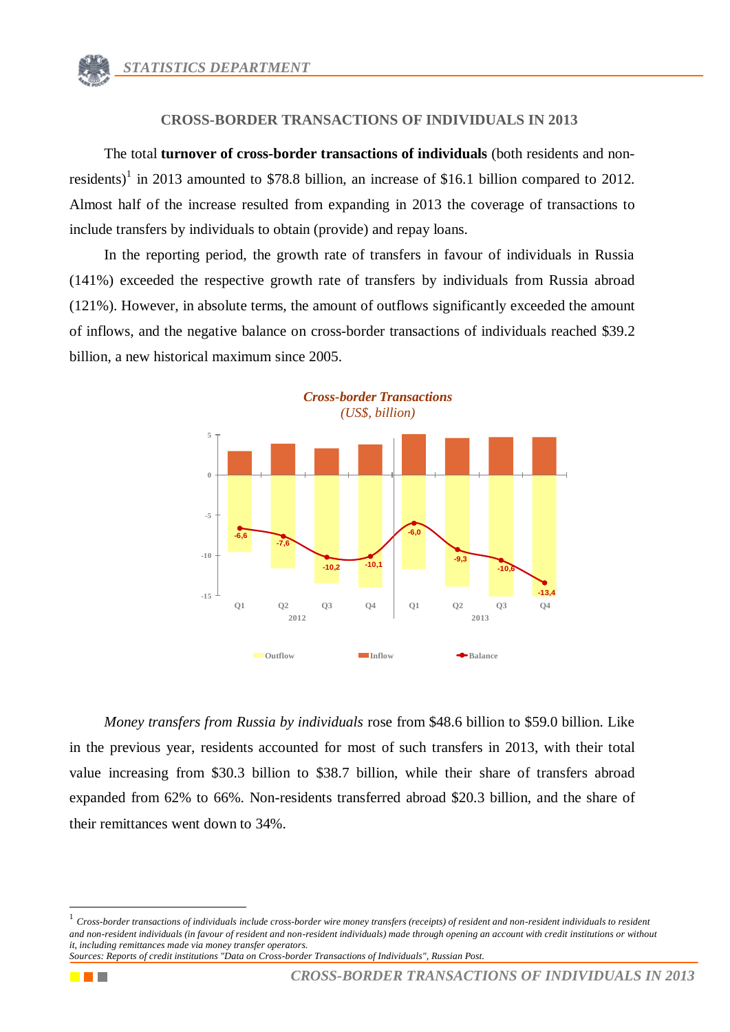# CROSS-BORDER TRANSACTIONS OF INDIVIDUALS IN 2013

The total **turnover of cross-border transactions of individuals** (both residents and non-residents)[1] in 2013 amounted to $78.8 billion, an increase of $16.1 billion compared to 2012. Almost half of the increase resulted from expanding in 2013 the coverage of transactions to include transfers by individuals to obtain (provide) and repay loans.

In the reporting period, the growth rate of transfers in favour of individuals in Russia (141%) exceeded the respective growth rate of transfers by individuals from Russia abroad (121%). However, in absolute terms, the amount of outflows significantly exceeded the amount of inflows, and the negative balance on cross-border transactions of individuals reached $39.2 billion, a new historical maximum since 2005.

*Cross-border Transactions*
*(US$, billion)*

| | 2012 Q1 | 2012 Q2 | 2012 Q3 | 2012 Q4 | 2013 Q1 | 2013 Q2 | 2013 Q3 | 2013 Q4 |
|---|---|---|---|---|---|---|---|---|
| Balance | -6,6 | -7,6 | -10,2 | -10,1 | -6,0 | -9,3 | -10,6 | -13,4 |

Outflow · Inflow · Balance

*Money transfers from Russia by individuals* rose from $48.6 billion to $59.0 billion. Like in the previous year, residents accounted for most of such transfers in 2013, with their total value increasing from $30.3 billion to $38.7 billion, while their share of transfers abroad expanded from 62% to 66%. Non-residents transferred abroad $20.3 billion, and the share of their remittances went down to 34%.

---

[1] *Cross-border transactions of individuals include cross-border wire money transfers (receipts) of resident and non-resident individuals to resident and non-resident individuals (in favour of resident and non-resident individuals) made through opening an account with credit institutions or without it, including remittances made via money transfer operators.*

*Sources: Reports of credit institutions "Data on Cross-border Transactions of Individuals", Russian Post.*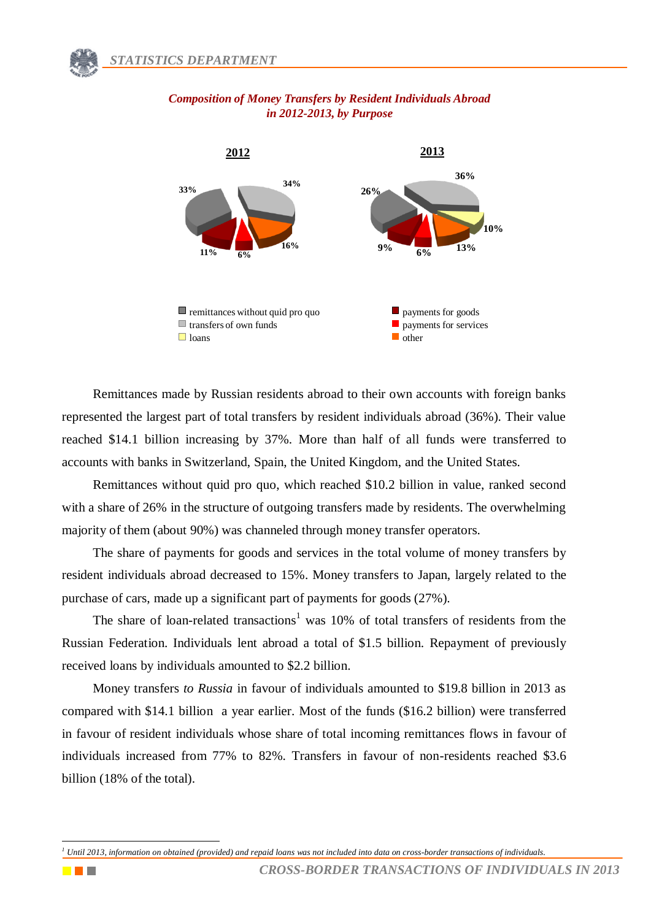*Composition of Money Transfers by Resident Individuals Abroad in 2012-2013, by Purpose*

**2012**

33% | 34% | 16% | 6% | 11%

**2013**

36% | 10% | 13% | 6% | 9% | 26%

- remittances without quid pro quo
- transfers of own funds
- loans
- payments for goods
- payments for services
- other

Remittances made by Russian residents abroad to their own accounts with foreign banks represented the largest part of total transfers by resident individuals abroad (36%). Their value reached $14.1 billion increasing by 37%. More than half of all funds were transferred to accounts with banks in Switzerland, Spain, the United Kingdom, and the United States.

Remittances without quid pro quo, which reached $10.2 billion in value, ranked second with a share of 26% in the structure of outgoing transfers made by residents. The overwhelming majority of them (about 90%) was channeled through money transfer operators.

The share of payments for goods and services in the total volume of money transfers by resident individuals abroad decreased to 15%. Money transfers to Japan, largely related to the purchase of cars, made up a significant part of payments for goods (27%).

The share of loan-related transactions[1] was 10% of total transfers of residents from the Russian Federation. Individuals lent abroad a total of $1.5 billion. Repayment of previously received loans by individuals amounted to $2.2 billion.

Money transfers *to Russia* in favour of individuals amounted to $19.8 billion in 2013 as compared with $14.1 billion a year earlier. Most of the funds ($16.2 billion) were transferred in favour of resident individuals whose share of total incoming remittances flows in favour of individuals increased from 77% to 82%. Transfers in favour of non-residents reached $3.6 billion (18% of the total).

---

[1] *Until 2013, information on obtained (provided) and repaid loans was not included into data on cross-border transactions of individuals.*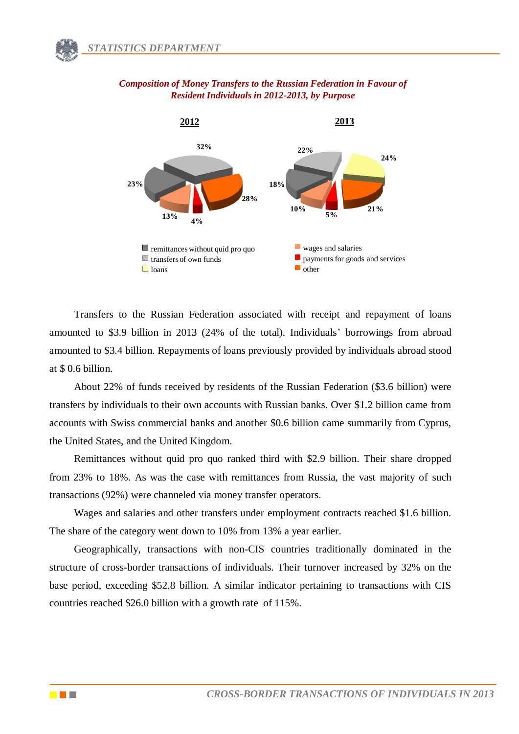***Composition of Money Transfers to the Russian Federation in Favour of Resident Individuals in 2012-2013, by Purpose***

**2012**

**2013**

- remittances without quid pro quo
- transfers of own funds
- loans
- wages and salaries
- payments for goods and services
- other

Transfers to the Russian Federation associated with receipt and repayment of loans amounted to $3.9 billion in 2013 (24% of the total). Individuals' borrowings from abroad amounted to $3.4 billion. Repayments of loans previously provided by individuals abroad stood at $ 0.6 billion.

About 22% of funds received by residents of the Russian Federation ($3.6 billion) were transfers by individuals to their own accounts with Russian banks. Over $1.2 billion came from accounts with Swiss commercial banks and another $0.6 billion came summarily from Cyprus, the United States, and the United Kingdom.

Remittances without quid pro quo ranked third with $2.9 billion. Their share dropped from 23% to 18%. As was the case with remittances from Russia, the vast majority of such transactions (92%) were channeled via money transfer operators.

Wages and salaries and other transfers under employment contracts reached $1.6 billion. The share of the category went down to 10% from 13% a year earlier.

Geographically, transactions with non-CIS countries traditionally dominated in the structure of cross-border transactions of individuals. Their turnover increased by 32% on the base period, exceeding $52.8 billion. A similar indicator pertaining to transactions with CIS countries reached $26.0 billion with a growth rate of 115%.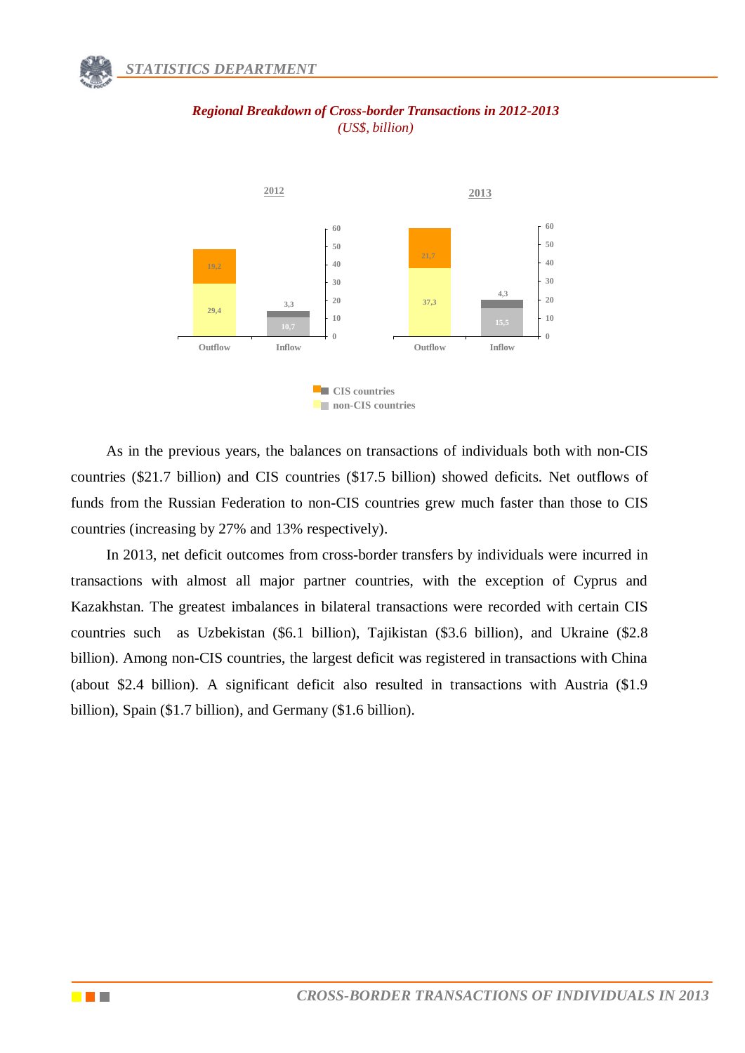*Regional Breakdown of Cross-border Transactions in 2012-2013*
*(US$, billion)*

As in the previous years, the balances on transactions of individuals both with non-CIS countries ($21.7 billion) and CIS countries ($17.5 billion) showed deficits. Net outflows of funds from the Russian Federation to non-CIS countries grew much faster than those to CIS countries (increasing by 27% and 13% respectively).

In 2013, net deficit outcomes from cross-border transfers by individuals were incurred in transactions with almost all major partner countries, with the exception of Cyprus and Kazakhstan. The greatest imbalances in bilateral transactions were recorded with certain CIS countries such as Uzbekistan ($6.1 billion), Tajikistan ($3.6 billion), and Ukraine ($2.8 billion). Among non-CIS countries, the largest deficit was registered in transactions with China (about $2.4 billion). A significant deficit also resulted in transactions with Austria ($1.9 billion), Spain ($1.7 billion), and Germany ($1.6 billion).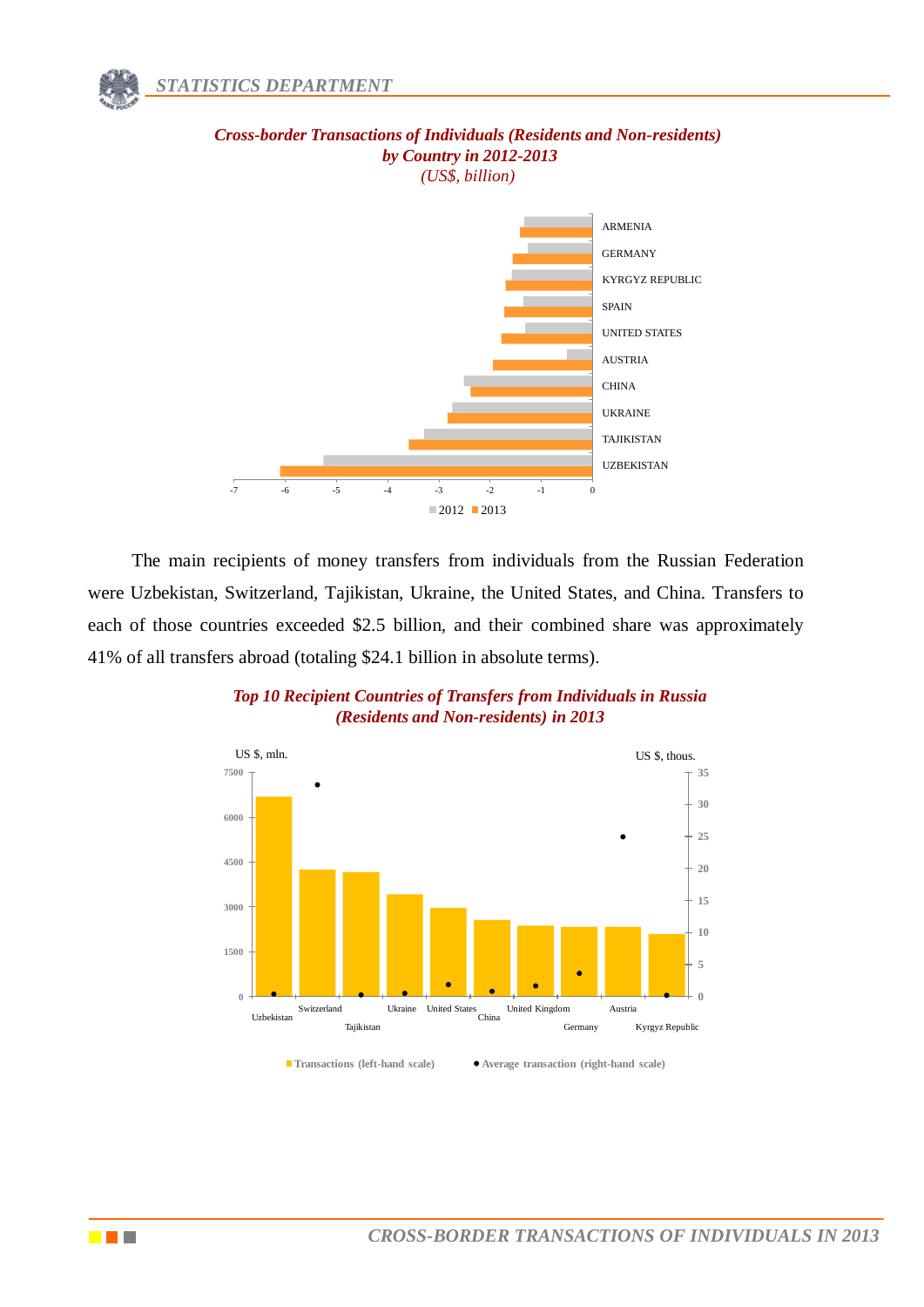*Cross-border Transactions of Individuals (Residents and Non-residents) by Country in 2012-2013*
*(US$, billion)*

The main recipients of money transfers from individuals from the Russian Federation were Uzbekistan, Switzerland, Tajikistan, Ukraine, the United States, and China. Transfers to each of those countries exceeded $2.5 billion, and their combined share was approximately 41% of all transfers abroad (totaling $24.1 billion in absolute terms).

*Top 10 Recipient Countries of Transfers from Individuals in Russia (Residents and Non-residents) in 2013*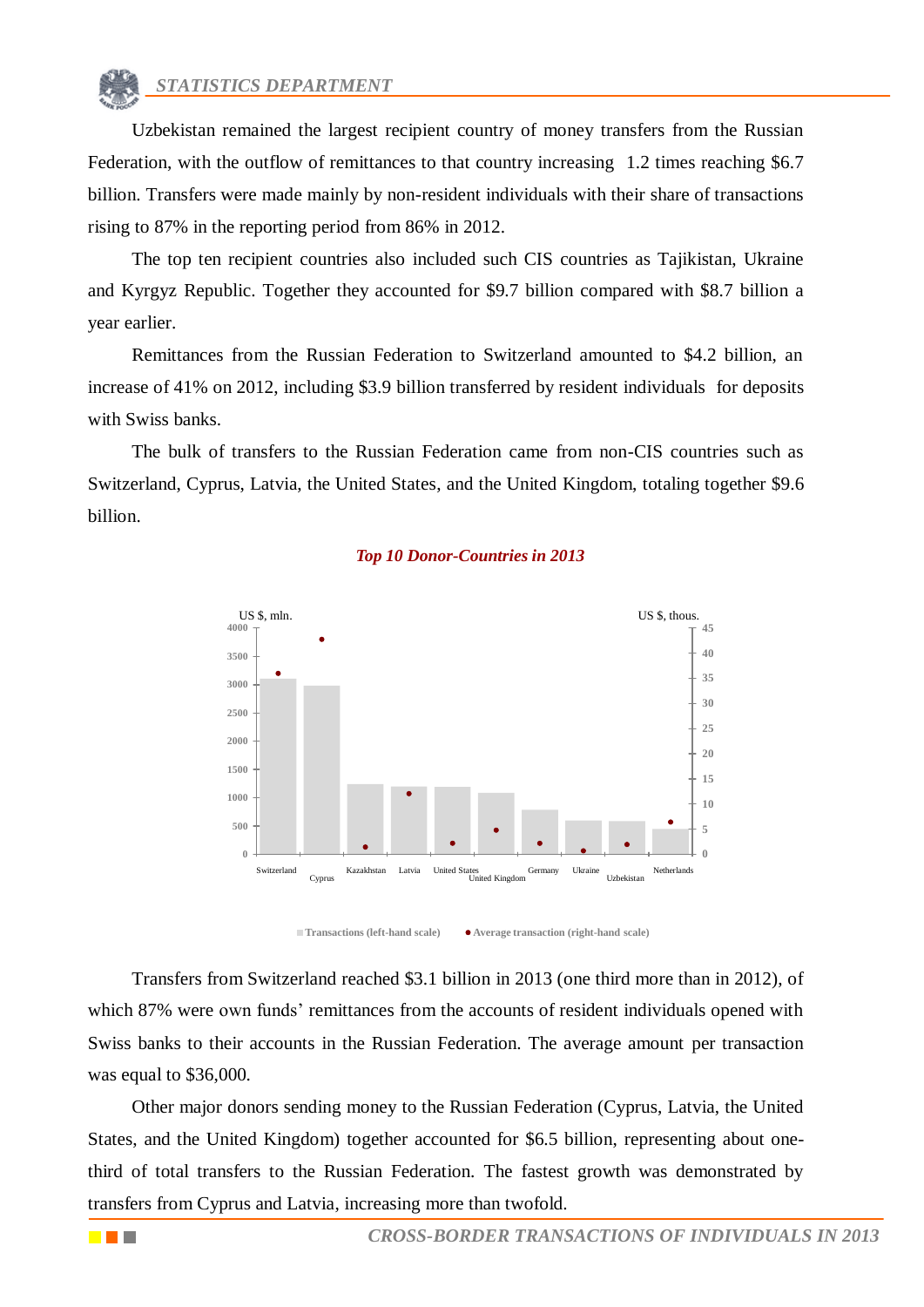Uzbekistan remained the largest recipient country of money transfers from the Russian Federation, with the outflow of remittances to that country increasing 1.2 times reaching $6.7 billion. Transfers were made mainly by non-resident individuals with their share of transactions rising to 87% in the reporting period from 86% in 2012.

The top ten recipient countries also included such CIS countries as Tajikistan, Ukraine and Kyrgyz Republic. Together they accounted for $9.7 billion compared with $8.7 billion a year earlier.

Remittances from the Russian Federation to Switzerland amounted to $4.2 billion, an increase of 41% on 2012, including $3.9 billion transferred by resident individuals for deposits with Swiss banks.

The bulk of transfers to the Russian Federation came from non-CIS countries such as Switzerland, Cyprus, Latvia, the United States, and the United Kingdom, totaling together $9.6 billion.

***Top 10 Donor-Countries in 2013***

US $, mln. | US $, thous.

Switzerland, Cyprus, Kazakhstan, Latvia, United States, United Kingdom, Germany, Ukraine, Uzbekistan, Netherlands

Transactions (left-hand scale) | Average transaction (right-hand scale)

Transfers from Switzerland reached $3.1 billion in 2013 (one third more than in 2012), of which 87% were own funds' remittances from the accounts of resident individuals opened with Swiss banks to their accounts in the Russian Federation. The average amount per transaction was equal to $36,000.

Other major donors sending money to the Russian Federation (Cyprus, Latvia, the United States, and the United Kingdom) together accounted for $6.5 billion, representing about one-third of total transfers to the Russian Federation. The fastest growth was demonstrated by transfers from Cyprus and Latvia, increasing more than twofold.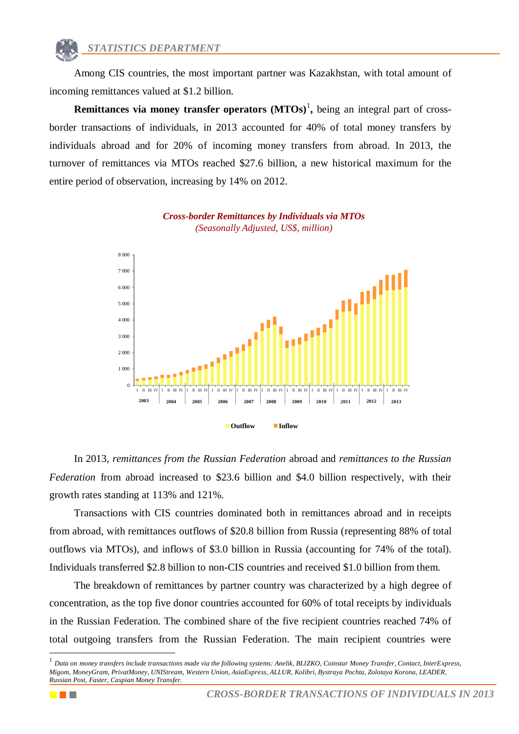Among CIS countries, the most important partner was Kazakhstan, with total amount of incoming remittances valued at $1.2 billion.

**Remittances via money transfer operators (MTOs)**[1]**,** being an integral part of cross-border transactions of individuals, in 2013 accounted for 40% of total money transfers by individuals abroad and for 20% of incoming money transfers from abroad. In 2013, the turnover of remittances via MTOs reached $27.6 billion, a new historical maximum for the entire period of observation, increasing by 14% on 2012.

***Cross-border Remittances by Individuals via MTOs***
*(Seasonally Adjusted, US$, million)*

In 2013, *remittances from the Russian Federation* abroad and *remittances to the Russian Federation* from abroad increased to $23.6 billion and $4.0 billion respectively, with their growth rates standing at 113% and 121%.

Transactions with CIS countries dominated both in remittances abroad and in receipts from abroad, with remittances outflows of $20.8 billion from Russia (representing 88% of total outflows via MTOs), and inflows of $3.0 billion in Russia (accounting for 74% of the total). Individuals transferred $2.8 billion to non-CIS countries and received $1.0 billion from them.

The breakdown of remittances by partner country was characterized by a high degree of concentration, as the top five donor countries accounted for 60% of total receipts by individuals in the Russian Federation. The combined share of the five recipient countries reached 74% of total outgoing transfers from the Russian Federation. The main recipient countries were

---

[1] *Data on money transfers include transactions made via the following systems: Anelik, BLIZKO, Coinstar Money Transfer, Contact, InterExpress, Migom, MoneyGram, PrivatMoney, UNIStream, Western Union, AsiaExpress, ALLUR, Kolibri, Bystraya Pochta, Zolotaya Korona, LEADER, Russian Post, Faster, Caspian Money Transfer.*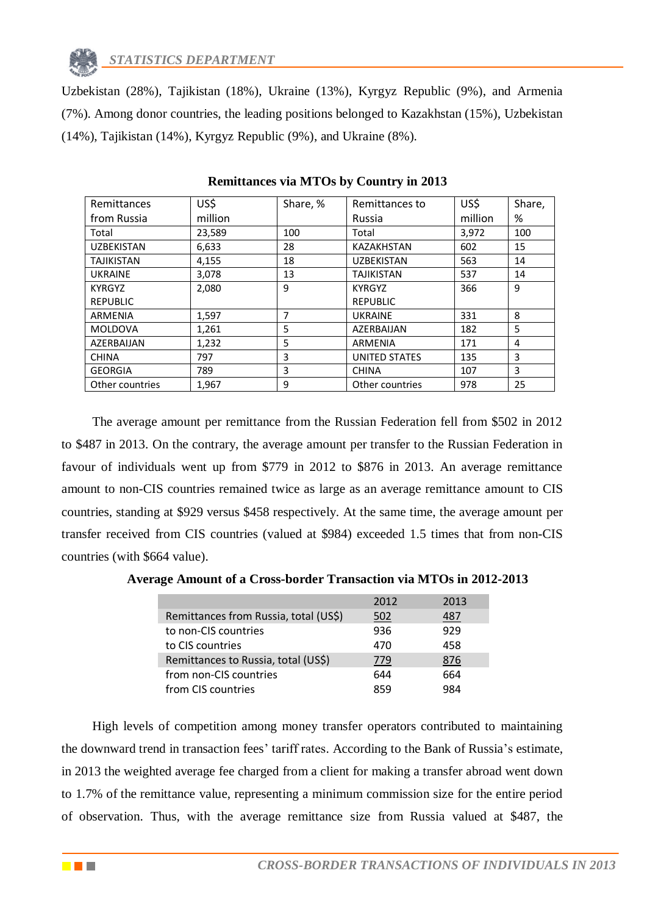Uzbekistan (28%), Tajikistan (18%), Ukraine (13%), Kyrgyz Republic (9%), and Armenia (7%). Among donor countries, the leading positions belonged to Kazakhstan (15%), Uzbekistan (14%), Tajikistan (14%), Kyrgyz Republic (9%), and Ukraine (8%).

**Remittances via MTOs by Country in 2013**

| Remittances from Russia | US$ million | Share, % | Remittances to Russia | US$ million | Share, % |
|---|---|---|---|---|---|
| Total | 23,589 | 100 | Total | 3,972 | 100 |
| UZBEKISTAN | 6,633 | 28 | KAZAKHSTAN | 602 | 15 |
| TAJIKISTAN | 4,155 | 18 | UZBEKISTAN | 563 | 14 |
| UKRAINE | 3,078 | 13 | TAJIKISTAN | 537 | 14 |
| KYRGYZ REPUBLIC | 2,080 | 9 | KYRGYZ REPUBLIC | 366 | 9 |
| ARMENIA | 1,597 | 7 | UKRAINE | 331 | 8 |
| MOLDOVA | 1,261 | 5 | AZERBAIJAN | 182 | 5 |
| AZERBAIJAN | 1,232 | 5 | ARMENIA | 171 | 4 |
| CHINA | 797 | 3 | UNITED STATES | 135 | 3 |
| GEORGIA | 789 | 3 | CHINA | 107 | 3 |
| Other countries | 1,967 | 9 | Other countries | 978 | 25 |

The average amount per remittance from the Russian Federation fell from $502 in 2012 to $487 in 2013. On the contrary, the average amount per transfer to the Russian Federation in favour of individuals went up from $779 in 2012 to $876 in 2013. An average remittance amount to non-CIS countries remained twice as large as an average remittance amount to CIS countries, standing at $929 versus $458 respectively. At the same time, the average amount per transfer received from CIS countries (valued at $984) exceeded 1.5 times that from non-CIS countries (with $664 value).

**Average Amount of a Cross-border Transaction via MTOs in 2012-2013**

| | 2012 | 2013 |
|---|---|---|
| Remittances from Russia, total (US$) | 502 | 487 |
| to non-CIS countries | 936 | 929 |
| to CIS countries | 470 | 458 |
| Remittances to Russia, total (US$) | 779 | 876 |
| from non-CIS countries | 644 | 664 |
| from CIS countries | 859 | 984 |

High levels of competition among money transfer operators contributed to maintaining the downward trend in transaction fees' tariff rates. According to the Bank of Russia's estimate, in 2013 the weighted average fee charged from a client for making a transfer abroad went down to 1.7% of the remittance value, representing a minimum commission size for the entire period of observation. Thus, with the average remittance size from Russia valued at $487, the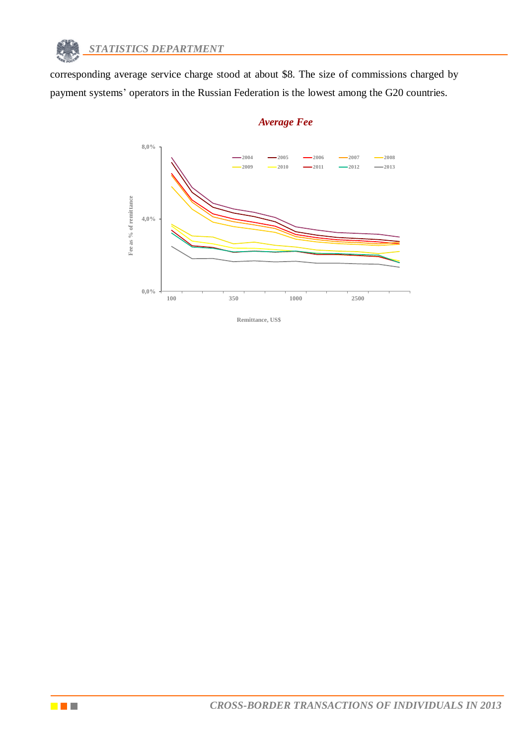corresponding average service charge stood at about \$8. The size of commissions charged by payment systems' operators in the Russian Federation is the lowest among the G20 countries.

*Average Fee*

8,0%

4,0%

0,0%

Fee as % of remittance

2004 2005 2006 2007 2008
2009 2010 2011 2012 2013

100
350
1000
2500

Remittance, US\$